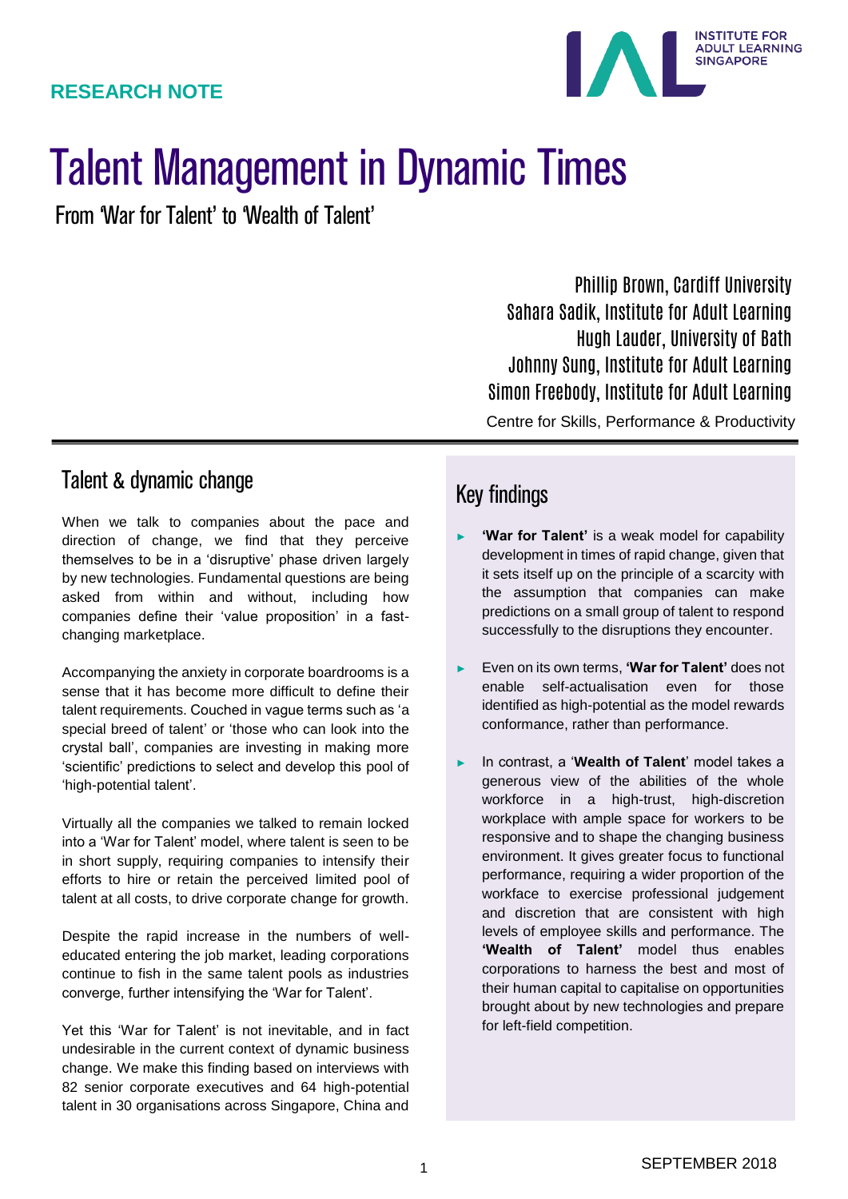**RESEARCH NOTE**

INSTITUTE FOR ADULT LEARNING SINGAPORE

# Talent Management in Dynamic Times

## From 'War for Talent' to 'Wealth of Talent'

Phillip Brown, Cardiff University
Sahara Sadik, Institute for Adult Learning
Hugh Lauder, University of Bath
Johnny Sung, Institute for Adult Learning
Simon Freebody, Institute for Adult Learning

Centre for Skills, Performance & Productivity

## Talent & dynamic change

When we talk to companies about the pace and direction of change, we find that they perceive themselves to be in a 'disruptive' phase driven largely by new technologies. Fundamental questions are being asked from within and without, including how companies define their 'value proposition' in a fast-changing marketplace.

Accompanying the anxiety in corporate boardrooms is a sense that it has become more difficult to define their talent requirements. Couched in vague terms such as 'a special breed of talent' or 'those who can look into the crystal ball', companies are investing in making more 'scientific' predictions to select and develop this pool of 'high-potential talent'.

Virtually all the companies we talked to remain locked into a 'War for Talent' model, where talent is seen to be in short supply, requiring companies to intensify their efforts to hire or retain the perceived limited pool of talent at all costs, to drive corporate change for growth.

Despite the rapid increase in the numbers of well-educated entering the job market, leading corporations continue to fish in the same talent pools as industries converge, further intensifying the 'War for Talent'.

Yet this 'War for Talent' is not inevitable, and in fact undesirable in the current context of dynamic business change. We make this finding based on interviews with 82 senior corporate executives and 64 high-potential talent in 30 organisations across Singapore, China and

## Key findings

- **'War for Talent'** is a weak model for capability development in times of rapid change, given that it sets itself up on the principle of a scarcity with the assumption that companies can make predictions on a small group of talent to respond successfully to the disruptions they encounter.
- Even on its own terms, **'War for Talent'** does not enable self-actualisation even for those identified as high-potential as the model rewards conformance, rather than performance.
- In contrast, a '**Wealth of Talent**' model takes a generous view of the abilities of the whole workforce in a high-trust, high-discretion workplace with ample space for workers to be responsive and to shape the changing business environment. It gives greater focus to functional performance, requiring a wider proportion of the workface to exercise professional judgement and discretion that are consistent with high levels of employee skills and performance. The **'Wealth of Talent'** model thus enables corporations to harness the best and most of their human capital to capitalise on opportunities brought about by new technologies and prepare for left-field competition.

SEPTEMBER 2018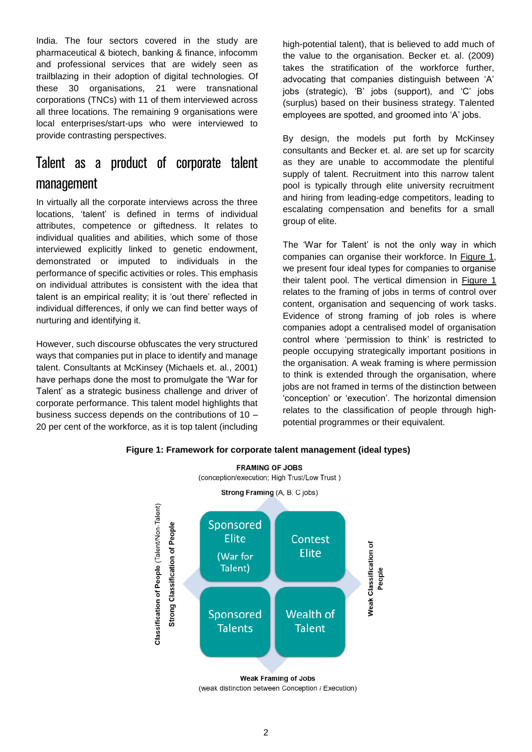India. The four sectors covered in the study are pharmaceutical & biotech, banking & finance, infocomm and professional services that are widely seen as trailblazing in their adoption of digital technologies. Of these 30 organisations, 21 were transnational corporations (TNCs) with 11 of them interviewed across all three locations. The remaining 9 organisations were local enterprises/start-ups who were interviewed to provide contrasting perspectives.

## Talent as a product of corporate talent management

In virtually all the corporate interviews across the three locations, 'talent' is defined in terms of individual attributes, competence or giftedness. It relates to individual qualities and abilities, which some of those interviewed explicitly linked to genetic endowment, demonstrated or imputed to individuals in the performance of specific activities or roles. This emphasis on individual attributes is consistent with the idea that talent is an empirical reality; it is 'out there' reflected in individual differences, if only we can find better ways of nurturing and identifying it.

However, such discourse obfuscates the very structured ways that companies put in place to identify and manage talent. Consultants at McKinsey (Michaels et. al., 2001) have perhaps done the most to promulgate the 'War for Talent' as a strategic business challenge and driver of corporate performance. This talent model highlights that business success depends on the contributions of 10 – 20 per cent of the workforce, as it is top talent (including high-potential talent), that is believed to add much of the value to the organisation. Becker et. al. (2009) takes the stratification of the workforce further, advocating that companies distinguish between 'A' jobs (strategic), 'B' jobs (support), and 'C' jobs (surplus) based on their business strategy. Talented employees are spotted, and groomed into 'A' jobs.

By design, the models put forth by McKinsey consultants and Becker et. al. are set up for scarcity as they are unable to accommodate the plentiful supply of talent. Recruitment into this narrow talent pool is typically through elite university recruitment and hiring from leading-edge competitors, leading to escalating compensation and benefits for a small group of elite.

The 'War for Talent' is not the only way in which companies can organise their workforce. In Figure 1, we present four ideal types for companies to organise their talent pool. The vertical dimension in Figure 1 relates to the framing of jobs in terms of control over content, organisation and sequencing of work tasks. Evidence of strong framing of job roles is where companies adopt a centralised model of organisation control where 'permission to think' is restricted to people occupying strategically important positions in the organisation. A weak framing is where permission to think is extended through the organisation, where jobs are not framed in terms of the distinction between 'conception' or 'execution'. The horizontal dimension relates to the classification of people through high-potential programmes or their equivalent.

**Figure 1: Framework for corporate talent management (ideal types)**

**FRAMING OF JOBS**
(conception/execution; High Trust/Low Trust)

**Strong Framing** (A, B, C jobs)

| **Classification of People** (Talent/Non-Talent) — **Strong Classification of People** | | **Weak Classification of People** |
|---|---|---|
| Strong framing | Sponsored Elite (War for Talent) | Contest Elite |
| Weak framing | Sponsored Talents | Wealth of Talent |

**Weak Framing of Jobs**
(weak distinction between Conception / Execution)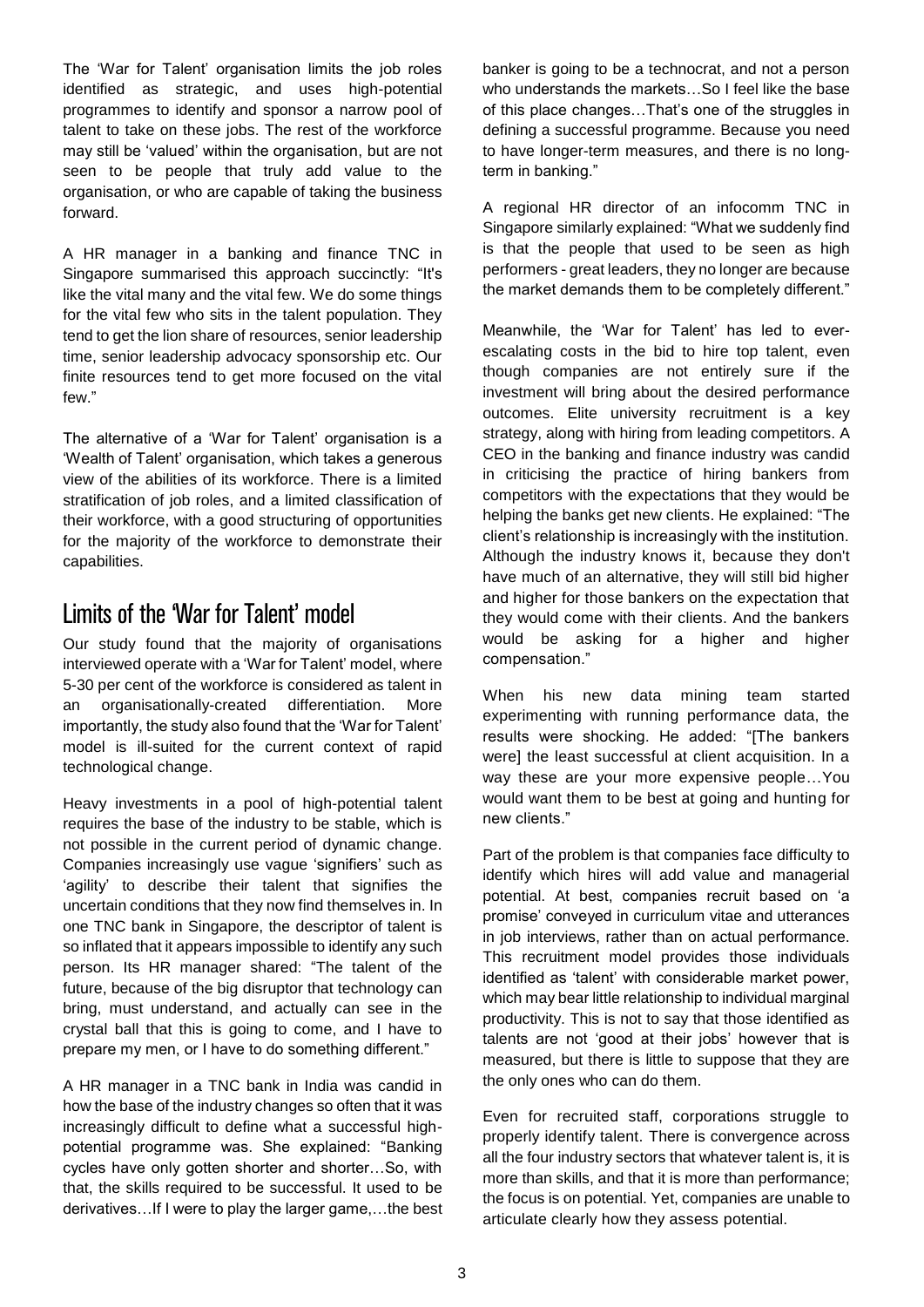The 'War for Talent' organisation limits the job roles identified as strategic, and uses high-potential programmes to identify and sponsor a narrow pool of talent to take on these jobs. The rest of the workforce may still be 'valued' within the organisation, but are not seen to be people that truly add value to the organisation, or who are capable of taking the business forward.

A HR manager in a banking and finance TNC in Singapore summarised this approach succinctly: "It's like the vital many and the vital few. We do some things for the vital few who sits in the talent population. They tend to get the lion share of resources, senior leadership time, senior leadership advocacy sponsorship etc. Our finite resources tend to get more focused on the vital few."

The alternative of a 'War for Talent' organisation is a 'Wealth of Talent' organisation, which takes a generous view of the abilities of its workforce. There is a limited stratification of job roles, and a limited classification of their workforce, with a good structuring of opportunities for the majority of the workforce to demonstrate their capabilities.

## Limits of the 'War for Talent' model

Our study found that the majority of organisations interviewed operate with a 'War for Talent' model, where 5-30 per cent of the workforce is considered as talent in an organisationally-created differentiation. More importantly, the study also found that the 'War for Talent' model is ill-suited for the current context of rapid technological change.

Heavy investments in a pool of high-potential talent requires the base of the industry to be stable, which is not possible in the current period of dynamic change. Companies increasingly use vague 'signifiers' such as 'agility' to describe their talent that signifies the uncertain conditions that they now find themselves in. In one TNC bank in Singapore, the descriptor of talent is so inflated that it appears impossible to identify any such person. Its HR manager shared: "The talent of the future, because of the big disruptor that technology can bring, must understand, and actually can see in the crystal ball that this is going to come, and I have to prepare my men, or I have to do something different."

A HR manager in a TNC bank in India was candid in how the base of the industry changes so often that it was increasingly difficult to define what a successful high-potential programme was. She explained: "Banking cycles have only gotten shorter and shorter…So, with that, the skills required to be successful. It used to be derivatives…If I were to play the larger game,…the best banker is going to be a technocrat, and not a person who understands the markets…So I feel like the base of this place changes…That's one of the struggles in defining a successful programme. Because you need to have longer-term measures, and there is no long-term in banking."

A regional HR director of an infocomm TNC in Singapore similarly explained: "What we suddenly find is that the people that used to be seen as high performers - great leaders, they no longer are because the market demands them to be completely different."

Meanwhile, the 'War for Talent' has led to ever-escalating costs in the bid to hire top talent, even though companies are not entirely sure if the investment will bring about the desired performance outcomes. Elite university recruitment is a key strategy, along with hiring from leading competitors. A CEO in the banking and finance industry was candid in criticising the practice of hiring bankers from competitors with the expectations that they would be helping the banks get new clients. He explained: "The client's relationship is increasingly with the institution. Although the industry knows it, because they don't have much of an alternative, they will still bid higher and higher for those bankers on the expectation that they would come with their clients. And the bankers would be asking for a higher and higher compensation."

When his new data mining team started experimenting with running performance data, the results were shocking. He added: "[The bankers were] the least successful at client acquisition. In a way these are your more expensive people…You would want them to be best at going and hunting for new clients."

Part of the problem is that companies face difficulty to identify which hires will add value and managerial potential. At best, companies recruit based on 'a promise' conveyed in curriculum vitae and utterances in job interviews, rather than on actual performance. This recruitment model provides those individuals identified as 'talent' with considerable market power, which may bear little relationship to individual marginal productivity. This is not to say that those identified as talents are not 'good at their jobs' however that is measured, but there is little to suppose that they are the only ones who can do them.

Even for recruited staff, corporations struggle to properly identify talent. There is convergence across all the four industry sectors that whatever talent is, it is more than skills, and that it is more than performance; the focus is on potential. Yet, companies are unable to articulate clearly how they assess potential.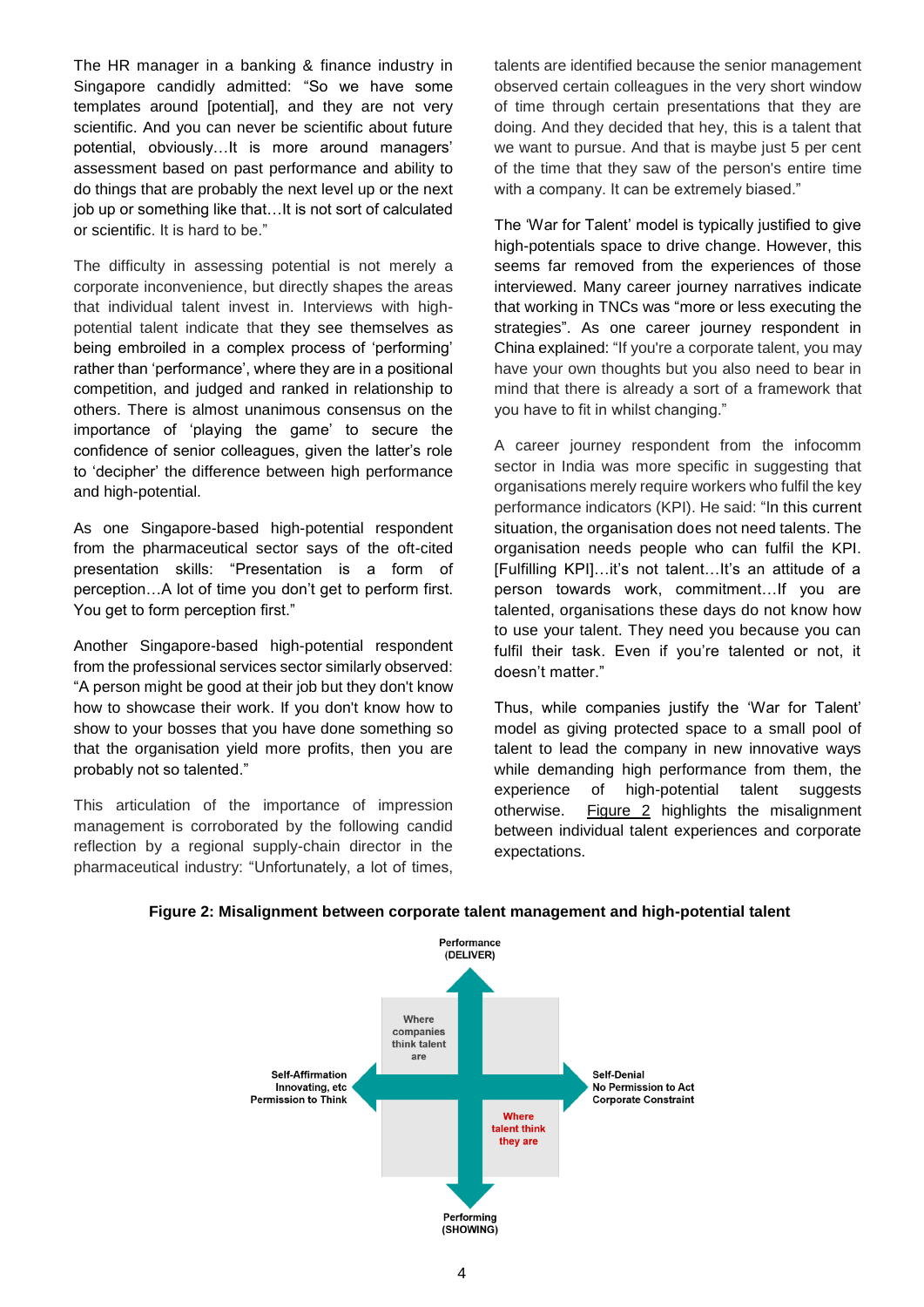The HR manager in a banking & finance industry in Singapore candidly admitted: "So we have some templates around [potential], and they are not very scientific. And you can never be scientific about future potential, obviously…It is more around managers' assessment based on past performance and ability to do things that are probably the next level up or the next job up or something like that…It is not sort of calculated or scientific. It is hard to be."

The difficulty in assessing potential is not merely a corporate inconvenience, but directly shapes the areas that individual talent invest in. Interviews with high-potential talent indicate that they see themselves as being embroiled in a complex process of 'performing' rather than 'performance', where they are in a positional competition, and judged and ranked in relationship to others. There is almost unanimous consensus on the importance of 'playing the game' to secure the confidence of senior colleagues, given the latter's role to 'decipher' the difference between high performance and high-potential.

As one Singapore-based high-potential respondent from the pharmaceutical sector says of the oft-cited presentation skills: "Presentation is a form of perception…A lot of time you don't get to perform first. You get to form perception first."

Another Singapore-based high-potential respondent from the professional services sector similarly observed: "A person might be good at their job but they don't know how to showcase their work. If you don't know how to show to your bosses that you have done something so that the organisation yield more profits, then you are probably not so talented."

This articulation of the importance of impression management is corroborated by the following candid reflection by a regional supply-chain director in the pharmaceutical industry: "Unfortunately, a lot of times, talents are identified because the senior management observed certain colleagues in the very short window of time through certain presentations that they are doing. And they decided that hey, this is a talent that we want to pursue. And that is maybe just 5 per cent of the time that they saw of the person's entire time with a company. It can be extremely biased."

The 'War for Talent' model is typically justified to give high-potentials space to drive change. However, this seems far removed from the experiences of those interviewed. Many career journey narratives indicate that working in TNCs was "more or less executing the strategies". As one career journey respondent in China explained: "If you're a corporate talent, you may have your own thoughts but you also need to bear in mind that there is already a sort of a framework that you have to fit in whilst changing."

A career journey respondent from the infocomm sector in India was more specific in suggesting that organisations merely require workers who fulfil the key performance indicators (KPI). He said: "In this current situation, the organisation does not need talents. The organisation needs people who can fulfil the KPI. [Fulfilling KPI]…it's not talent…It's an attitude of a person towards work, commitment…If you are talented, organisations these days do not know how to use your talent. They need you because you can fulfil their task. Even if you're talented or not, it doesn't matter."

Thus, while companies justify the 'War for Talent' model as giving protected space to a small pool of talent to lead the company in new innovative ways while demanding high performance from them, the experience of high-potential talent suggests otherwise. Figure 2 highlights the misalignment between individual talent experiences and corporate expectations.

**Figure 2: Misalignment between corporate talent management and high-potential talent**

Performance (DELIVER)

Self-Affirmation
Innovating, etc
Permission to Think

Where companies think talent are

Self-Denial
No Permission to Act
Corporate Constraint

Where talent think they are

Performing (SHOWING)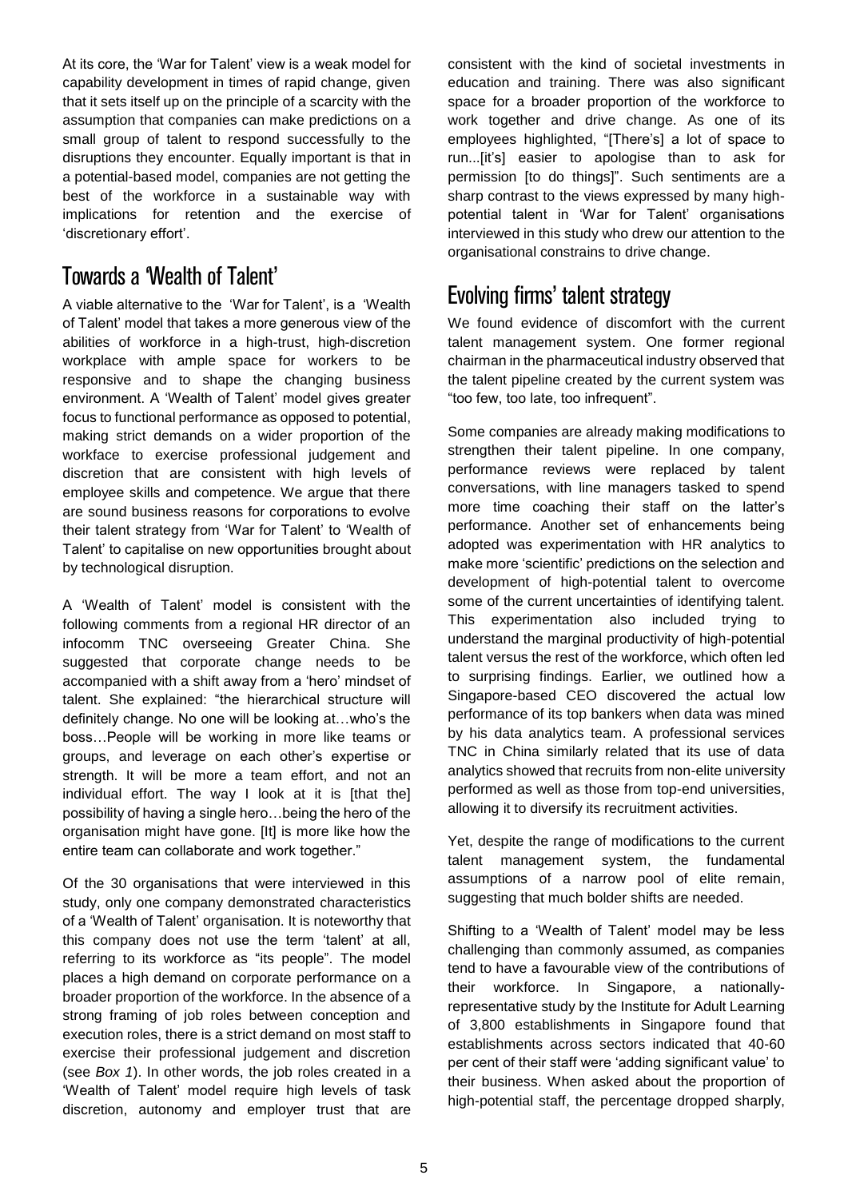At its core, the 'War for Talent' view is a weak model for capability development in times of rapid change, given that it sets itself up on the principle of a scarcity with the assumption that companies can make predictions on a small group of talent to respond successfully to the disruptions they encounter. Equally important is that in a potential-based model, companies are not getting the best of the workforce in a sustainable way with implications for retention and the exercise of 'discretionary effort'.

## Towards a 'Wealth of Talent'

A viable alternative to the 'War for Talent', is a 'Wealth of Talent' model that takes a more generous view of the abilities of workforce in a high-trust, high-discretion workplace with ample space for workers to be responsive and to shape the changing business environment. A 'Wealth of Talent' model gives greater focus to functional performance as opposed to potential, making strict demands on a wider proportion of the workface to exercise professional judgement and discretion that are consistent with high levels of employee skills and competence. We argue that there are sound business reasons for corporations to evolve their talent strategy from 'War for Talent' to 'Wealth of Talent' to capitalise on new opportunities brought about by technological disruption.

A 'Wealth of Talent' model is consistent with the following comments from a regional HR director of an infocomm TNC overseeing Greater China. She suggested that corporate change needs to be accompanied with a shift away from a 'hero' mindset of talent. She explained: "the hierarchical structure will definitely change. No one will be looking at…who's the boss…People will be working in more like teams or groups, and leverage on each other's expertise or strength. It will be more a team effort, and not an individual effort. The way I look at it is [that the] possibility of having a single hero…being the hero of the organisation might have gone. [It] is more like how the entire team can collaborate and work together."

Of the 30 organisations that were interviewed in this study, only one company demonstrated characteristics of a 'Wealth of Talent' organisation. It is noteworthy that this company does not use the term 'talent' at all, referring to its workforce as "its people". The model places a high demand on corporate performance on a broader proportion of the workforce. In the absence of a strong framing of job roles between conception and execution roles, there is a strict demand on most staff to exercise their professional judgement and discretion (see *Box 1*). In other words, the job roles created in a 'Wealth of Talent' model require high levels of task discretion, autonomy and employer trust that are consistent with the kind of societal investments in education and training. There was also significant space for a broader proportion of the workforce to work together and drive change. As one of its employees highlighted, "[There's] a lot of space to run...[it's] easier to apologise than to ask for permission [to do things]". Such sentiments are a sharp contrast to the views expressed by many high-potential talent in 'War for Talent' organisations interviewed in this study who drew our attention to the organisational constrains to drive change.

## Evolving firms' talent strategy

We found evidence of discomfort with the current talent management system. One former regional chairman in the pharmaceutical industry observed that the talent pipeline created by the current system was "too few, too late, too infrequent".

Some companies are already making modifications to strengthen their talent pipeline. In one company, performance reviews were replaced by talent conversations, with line managers tasked to spend more time coaching their staff on the latter's performance. Another set of enhancements being adopted was experimentation with HR analytics to make more 'scientific' predictions on the selection and development of high-potential talent to overcome some of the current uncertainties of identifying talent. This experimentation also included trying to understand the marginal productivity of high-potential talent versus the rest of the workforce, which often led to surprising findings. Earlier, we outlined how a Singapore-based CEO discovered the actual low performance of its top bankers when data was mined by his data analytics team. A professional services TNC in China similarly related that its use of data analytics showed that recruits from non-elite university performed as well as those from top-end universities, allowing it to diversify its recruitment activities.

Yet, despite the range of modifications to the current talent management system, the fundamental assumptions of a narrow pool of elite remain, suggesting that much bolder shifts are needed.

Shifting to a 'Wealth of Talent' model may be less challenging than commonly assumed, as companies tend to have a favourable view of the contributions of their workforce. In Singapore, a nationally-representative study by the Institute for Adult Learning of 3,800 establishments in Singapore found that establishments across sectors indicated that 40-60 per cent of their staff were 'adding significant value' to their business. When asked about the proportion of high-potential staff, the percentage dropped sharply,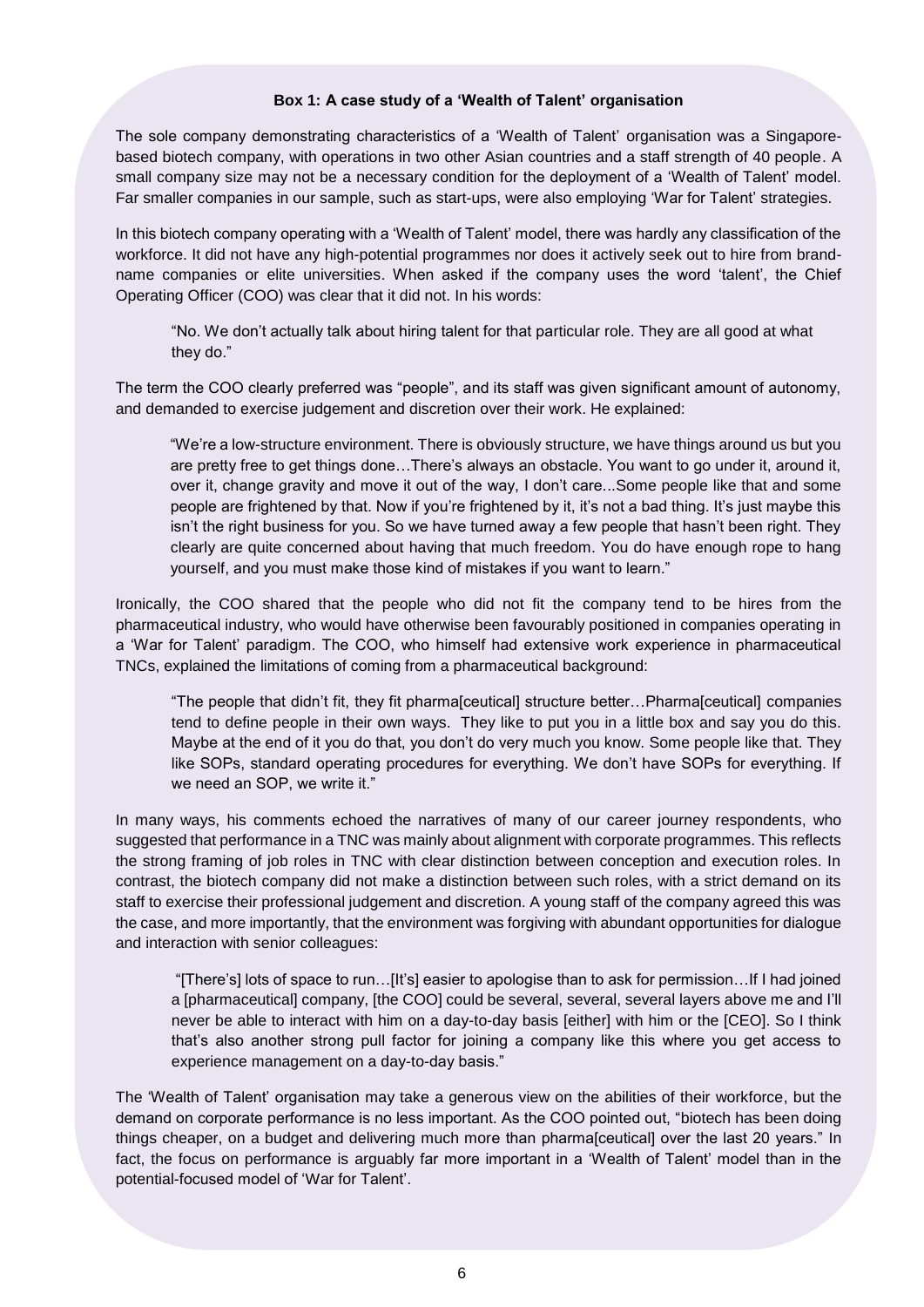**Box 1: A case study of a 'Wealth of Talent' organisation**

The sole company demonstrating characteristics of a 'Wealth of Talent' organisation was a Singapore-based biotech company, with operations in two other Asian countries and a staff strength of 40 people. A small company size may not be a necessary condition for the deployment of a 'Wealth of Talent' model. Far smaller companies in our sample, such as start-ups, were also employing 'War for Talent' strategies.

In this biotech company operating with a 'Wealth of Talent' model, there was hardly any classification of the workforce. It did not have any high-potential programmes nor does it actively seek out to hire from brand-name companies or elite universities. When asked if the company uses the word 'talent', the Chief Operating Officer (COO) was clear that it did not. In his words:

> "No. We don't actually talk about hiring talent for that particular role. They are all good at what they do."

The term the COO clearly preferred was "people", and its staff was given significant amount of autonomy, and demanded to exercise judgement and discretion over their work. He explained:

> "We're a low-structure environment. There is obviously structure, we have things around us but you are pretty free to get things done…There's always an obstacle. You want to go under it, around it, over it, change gravity and move it out of the way, I don't care...Some people like that and some people are frightened by that. Now if you're frightened by it, it's not a bad thing. It's just maybe this isn't the right business for you. So we have turned away a few people that hasn't been right. They clearly are quite concerned about having that much freedom. You do have enough rope to hang yourself, and you must make those kind of mistakes if you want to learn."

Ironically, the COO shared that the people who did not fit the company tend to be hires from the pharmaceutical industry, who would have otherwise been favourably positioned in companies operating in a 'War for Talent' paradigm. The COO, who himself had extensive work experience in pharmaceutical TNCs, explained the limitations of coming from a pharmaceutical background:

> "The people that didn't fit, they fit pharma[ceutical] structure better…Pharma[ceutical] companies tend to define people in their own ways. They like to put you in a little box and say you do this. Maybe at the end of it you do that, you don't do very much you know. Some people like that. They like SOPs, standard operating procedures for everything. We don't have SOPs for everything. If we need an SOP, we write it."

In many ways, his comments echoed the narratives of many of our career journey respondents, who suggested that performance in a TNC was mainly about alignment with corporate programmes. This reflects the strong framing of job roles in TNC with clear distinction between conception and execution roles. In contrast, the biotech company did not make a distinction between such roles, with a strict demand on its staff to exercise their professional judgement and discretion. A young staff of the company agreed this was the case, and more importantly, that the environment was forgiving with abundant opportunities for dialogue and interaction with senior colleagues:

> "[There's] lots of space to run…[It's] easier to apologise than to ask for permission…If I had joined a [pharmaceutical] company, [the COO] could be several, several, several layers above me and I'll never be able to interact with him on a day-to-day basis [either] with him or the [CEO]. So I think that's also another strong pull factor for joining a company like this where you get access to experience management on a day-to-day basis."

The 'Wealth of Talent' organisation may take a generous view on the abilities of their workforce, but the demand on corporate performance is no less important. As the COO pointed out, "biotech has been doing things cheaper, on a budget and delivering much more than pharma[ceutical] over the last 20 years." In fact, the focus on performance is arguably far more important in a 'Wealth of Talent' model than in the potential-focused model of 'War for Talent'.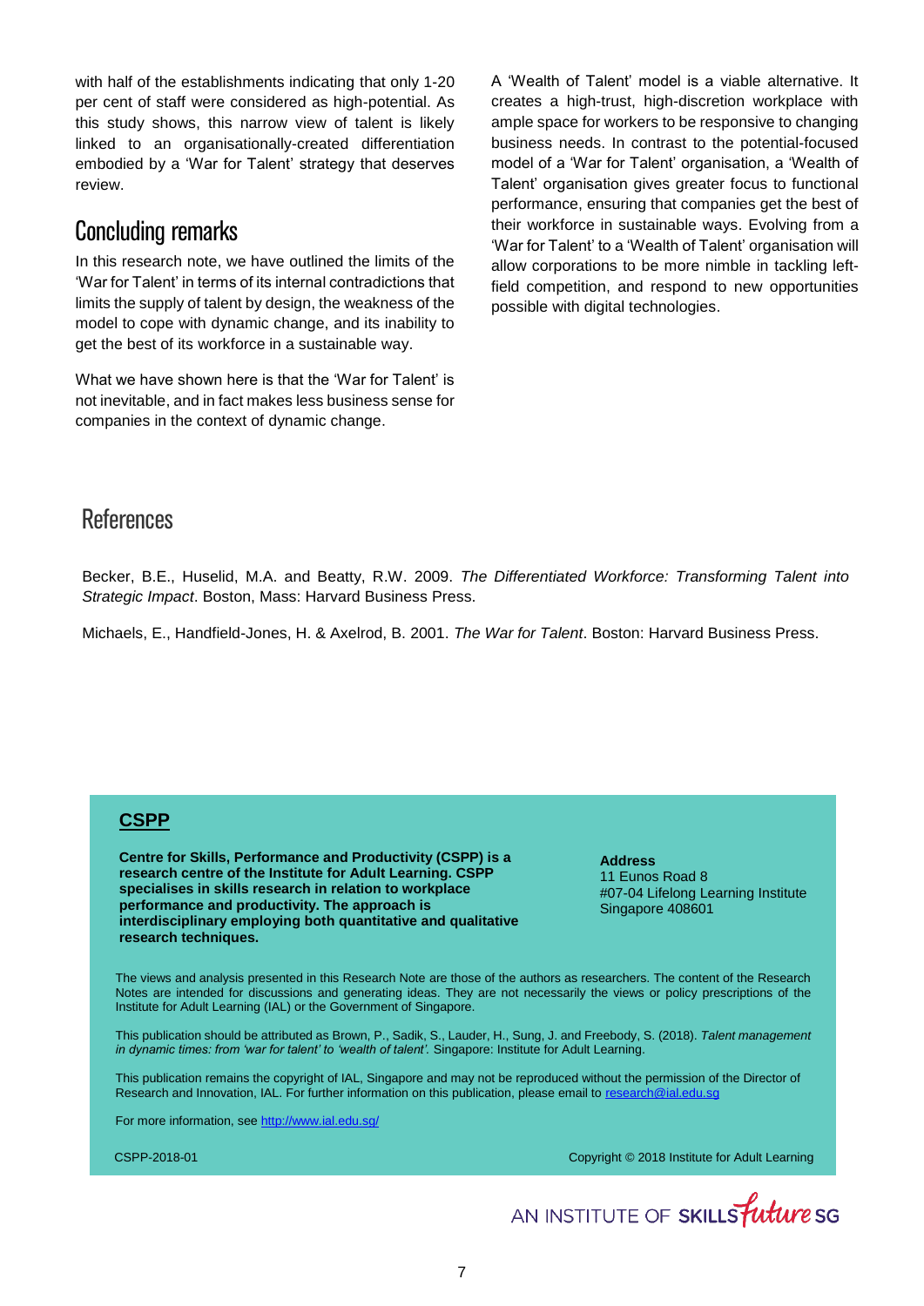with half of the establishments indicating that only 1-20 per cent of staff were considered as high-potential. As this study shows, this narrow view of talent is likely linked to an organisationally-created differentiation embodied by a 'War for Talent' strategy that deserves review.

## Concluding remarks

In this research note, we have outlined the limits of the 'War for Talent' in terms of its internal contradictions that limits the supply of talent by design, the weakness of the model to cope with dynamic change, and its inability to get the best of its workforce in a sustainable way.

What we have shown here is that the 'War for Talent' is not inevitable, and in fact makes less business sense for companies in the context of dynamic change.

A 'Wealth of Talent' model is a viable alternative. It creates a high-trust, high-discretion workplace with ample space for workers to be responsive to changing business needs. In contrast to the potential-focused model of a 'War for Talent' organisation, a 'Wealth of Talent' organisation gives greater focus to functional performance, ensuring that companies get the best of their workforce in sustainable ways. Evolving from a 'War for Talent' to a 'Wealth of Talent' organisation will allow corporations to be more nimble in tackling left-field competition, and respond to new opportunities possible with digital technologies.

## References

Becker, B.E., Huselid, M.A. and Beatty, R.W. 2009. *The Differentiated Workforce: Transforming Talent into Strategic Impact*. Boston, Mass: Harvard Business Press.

Michaels, E., Handfield-Jones, H. & Axelrod, B. 2001. *The War for Talent*. Boston: Harvard Business Press.

### CSPP

**Centre for Skills, Performance and Productivity (CSPP) is a research centre of the Institute for Adult Learning. CSPP specialises in skills research in relation to workplace performance and productivity. The approach is interdisciplinary employing both quantitative and qualitative research techniques.**

**Address**
11 Eunos Road 8
#07-04 Lifelong Learning Institute
Singapore 408601

The views and analysis presented in this Research Note are those of the authors as researchers. The content of the Research Notes are intended for discussions and generating ideas. They are not necessarily the views or policy prescriptions of the Institute for Adult Learning (IAL) or the Government of Singapore.

This publication should be attributed as Brown, P., Sadik, S., Lauder, H., Sung, J. and Freebody, S. (2018). *Talent management in dynamic times: from 'war for talent' to 'wealth of talent'.* Singapore: Institute for Adult Learning.

This publication remains the copyright of IAL, Singapore and may not be reproduced without the permission of the Director of Research and Innovation, IAL. For further information on this publication, please email to research@ial.edu.sg

For more information, see http://www.ial.edu.sg/

CSPP-2018-01

Copyright © 2018 Institute for Adult Learning

AN INSTITUTE OF SKILLSfuture SG